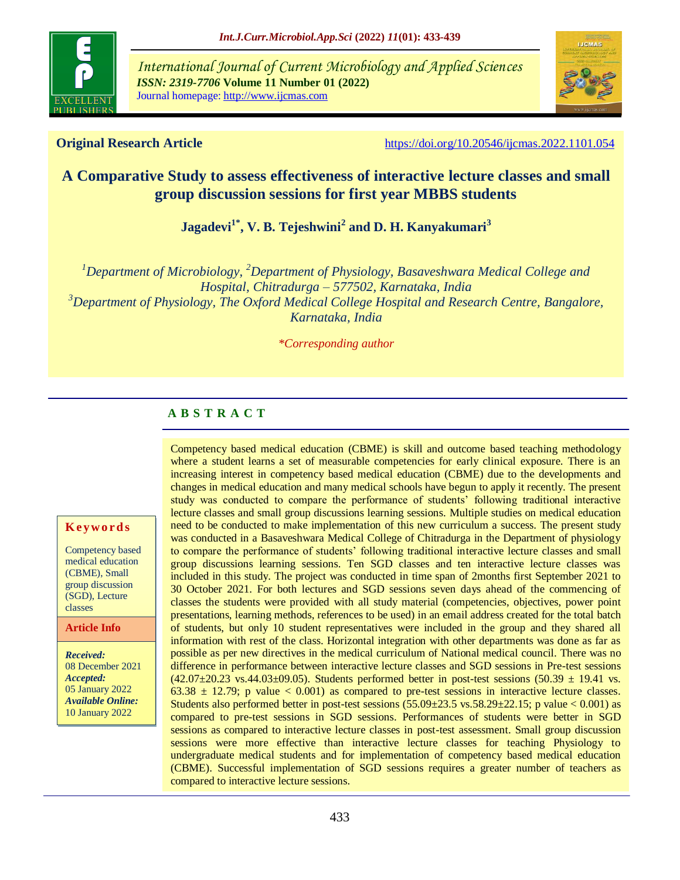*International Journal of Current Microbiology and Applied Sciences*
***ISSN: 2319-7706* Volume 11 Number 01 (2022)**
Journal homepage: http://www.ijcmas.com

**Original Research Article** https://doi.org/10.20546/ijcmas.2022.1101.054

# A Comparative Study to assess effectiveness of interactive lecture classes and small group discussion sessions for first year MBBS students

**Jagadevi[1*], V. B. Tejeshwini[2] and D. H. Kanyakumari[3]**

*[1]Department of Microbiology, [2]Department of Physiology, Basaveshwara Medical College and Hospital, Chitradurga – 577502, Karnataka, India*
*[3]Department of Physiology, The Oxford Medical College Hospital and Research Centre, Bangalore, Karnataka, India*

*\*Corresponding author*

**Keywords**

Competency based medical education (CBME), Small group discussion (SGD), Lecture classes

**Article Info**

***Received:*** 08 December 2021
***Accepted:*** 05 January 2022
***Available Online:*** 10 January 2022

## A B S T R A C T

Competency based medical education (CBME) is skill and outcome based teaching methodology where a student learns a set of measurable competencies for early clinical exposure. There is an increasing interest in competency based medical education (CBME) due to the developments and changes in medical education and many medical schools have begun to apply it recently. The present study was conducted to compare the performance of students' following traditional interactive lecture classes and small group discussions learning sessions. Multiple studies on medical education need to be conducted to make implementation of this new curriculum a success. The present study was conducted in a Basaveshwara Medical College of Chitradurga in the Department of physiology to compare the performance of students' following traditional interactive lecture classes and small group discussions learning sessions. Ten SGD classes and ten interactive lecture classes was included in this study. The project was conducted in time span of 2months first September 2021 to 30 October 2021. For both lectures and SGD sessions seven days ahead of the commencing of classes the students were provided with all study material (competencies, objectives, power point presentations, learning methods, references to be used) in an email address created for the total batch of students, but only 10 student representatives were included in the group and they shared all information with rest of the class. Horizontal integration with other departments was done as far as possible as per new directives in the medical curriculum of National medical council. There was no difference in performance between interactive lecture classes and SGD sessions in Pre-test sessions ($42.07\pm20.23$ vs.$44.03\pm09.05$). Students performed better in post-test sessions ($50.39 \pm 19.41$ vs. $63.38 \pm 12.79$; p value $< 0.001$) as compared to pre-test sessions in interactive lecture classes. Students also performed better in post-test sessions ($55.09\pm23.5$ vs.$58.29\pm22.15$; p value $< 0.001$) as compared to pre-test sessions in SGD sessions. Performances of students were better in SGD sessions as compared to interactive lecture classes in post-test assessment. Small group discussion sessions were more effective than interactive lecture classes for teaching Physiology to undergraduate medical students and for implementation of competency based medical education (CBME). Successful implementation of SGD sessions requires a greater number of teachers as compared to interactive lecture sessions.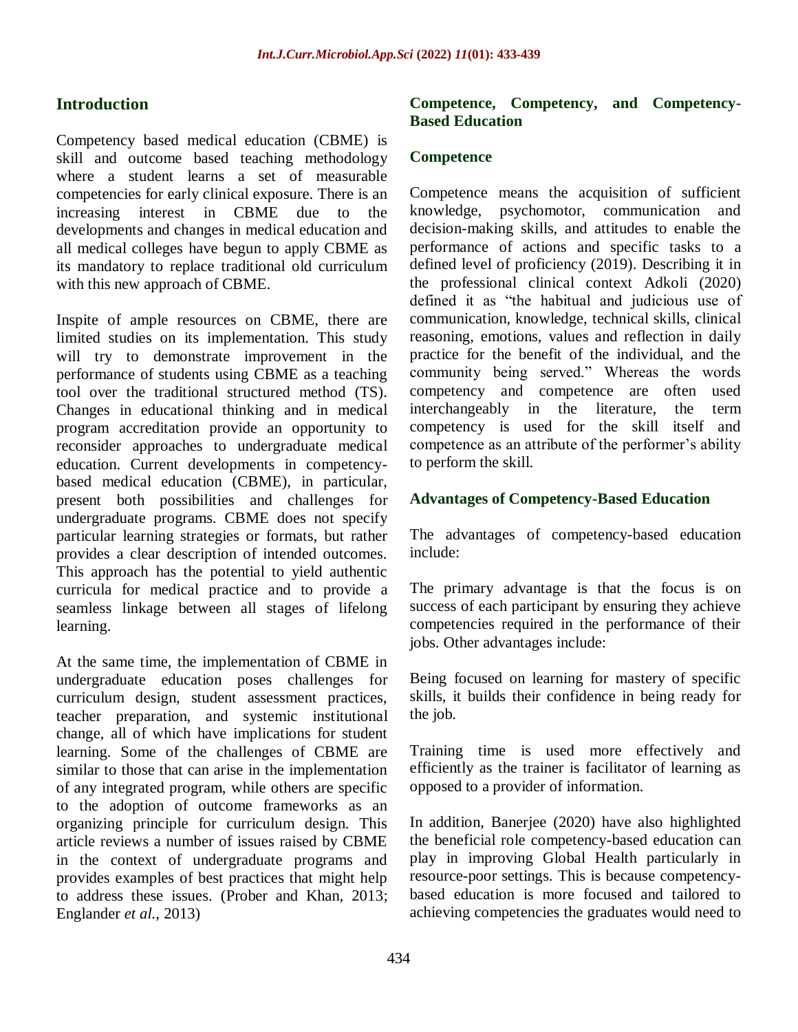## Introduction

Competency based medical education (CBME) is skill and outcome based teaching methodology where a student learns a set of measurable competencies for early clinical exposure. There is an increasing interest in CBME due to the developments and changes in medical education and all medical colleges have begun to apply CBME as its mandatory to replace traditional old curriculum with this new approach of CBME.

Inspite of ample resources on CBME, there are limited studies on its implementation. This study will try to demonstrate improvement in the performance of students using CBME as a teaching tool over the traditional structured method (TS). Changes in educational thinking and in medical program accreditation provide an opportunity to reconsider approaches to undergraduate medical education. Current developments in competency-based medical education (CBME), in particular, present both possibilities and challenges for undergraduate programs. CBME does not specify particular learning strategies or formats, but rather provides a clear description of intended outcomes. This approach has the potential to yield authentic curricula for medical practice and to provide a seamless linkage between all stages of lifelong learning.

At the same time, the implementation of CBME in undergraduate education poses challenges for curriculum design, student assessment practices, teacher preparation, and systemic institutional change, all of which have implications for student learning. Some of the challenges of CBME are similar to those that can arise in the implementation of any integrated program, while others are specific to the adoption of outcome frameworks as an organizing principle for curriculum design. This article reviews a number of issues raised by CBME in the context of undergraduate programs and provides examples of best practices that might help to address these issues. (Prober and Khan, 2013; Englander *et al.,* 2013)

## Competence, Competency, and Competency-Based Education

### Competence

Competence means the acquisition of sufficient knowledge, psychomotor, communication and decision-making skills, and attitudes to enable the performance of actions and specific tasks to a defined level of proficiency (2019). Describing it in the professional clinical context Adkoli (2020) defined it as "the habitual and judicious use of communication, knowledge, technical skills, clinical reasoning, emotions, values and reflection in daily practice for the benefit of the individual, and the community being served." Whereas the words competency and competence are often used interchangeably in the literature, the term competency is used for the skill itself and competence as an attribute of the performer's ability to perform the skill.

### Advantages of Competency-Based Education

The advantages of competency-based education include:

The primary advantage is that the focus is on success of each participant by ensuring they achieve competencies required in the performance of their jobs. Other advantages include:

Being focused on learning for mastery of specific skills, it builds their confidence in being ready for the job.

Training time is used more effectively and efficiently as the trainer is facilitator of learning as opposed to a provider of information.

In addition, Banerjee (2020) have also highlighted the beneficial role competency-based education can play in improving Global Health particularly in resource-poor settings. This is because competency-based education is more focused and tailored to achieving competencies the graduates would need to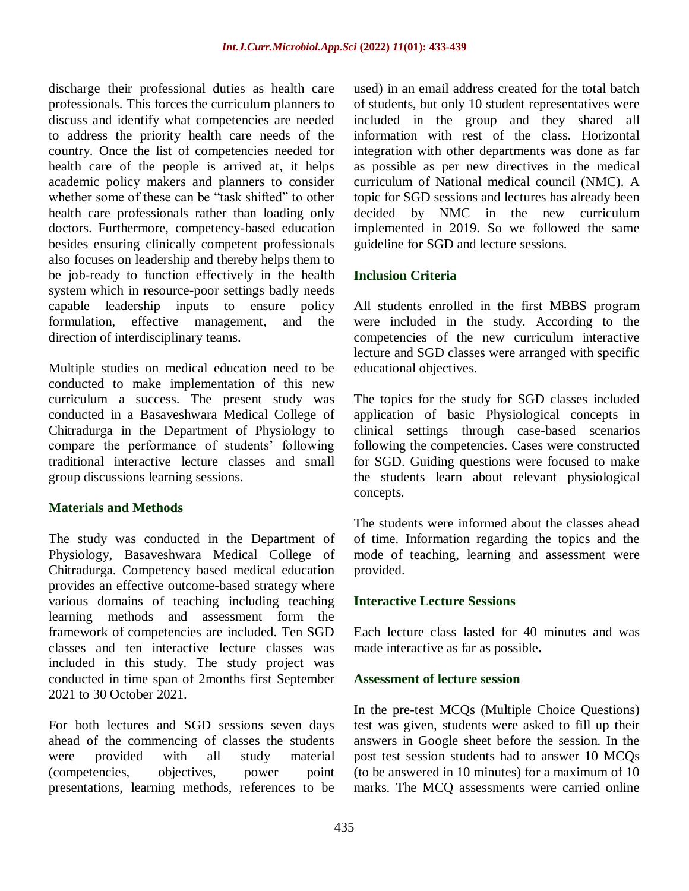discharge their professional duties as health care professionals. This forces the curriculum planners to discuss and identify what competencies are needed to address the priority health care needs of the country. Once the list of competencies needed for health care of the people is arrived at, it helps academic policy makers and planners to consider whether some of these can be "task shifted" to other health care professionals rather than loading only doctors. Furthermore, competency-based education besides ensuring clinically competent professionals also focuses on leadership and thereby helps them to be job-ready to function effectively in the health system which in resource-poor settings badly needs capable leadership inputs to ensure policy formulation, effective management, and the direction of interdisciplinary teams.

Multiple studies on medical education need to be conducted to make implementation of this new curriculum a success. The present study was conducted in a Basaveshwara Medical College of Chitradurga in the Department of Physiology to compare the performance of students' following traditional interactive lecture classes and small group discussions learning sessions.

## Materials and Methods

The study was conducted in the Department of Physiology, Basaveshwara Medical College of Chitradurga. Competency based medical education provides an effective outcome-based strategy where various domains of teaching including teaching learning methods and assessment form the framework of competencies are included. Ten SGD classes and ten interactive lecture classes was included in this study. The study project was conducted in time span of 2months first September 2021 to 30 October 2021.

For both lectures and SGD sessions seven days ahead of the commencing of classes the students were provided with all study material (competencies, objectives, power point presentations, learning methods, references to be used) in an email address created for the total batch of students, but only 10 student representatives were included in the group and they shared all information with rest of the class. Horizontal integration with other departments was done as far as possible as per new directives in the medical curriculum of National medical council (NMC). A topic for SGD sessions and lectures has already been decided by NMC in the new curriculum implemented in 2019. So we followed the same guideline for SGD and lecture sessions.

### Inclusion Criteria

All students enrolled in the first MBBS program were included in the study. According to the competencies of the new curriculum interactive lecture and SGD classes were arranged with specific educational objectives.

The topics for the study for SGD classes included application of basic Physiological concepts in clinical settings through case-based scenarios following the competencies. Cases were constructed for SGD. Guiding questions were focused to make the students learn about relevant physiological concepts.

The students were informed about the classes ahead of time. Information regarding the topics and the mode of teaching, learning and assessment were provided.

### Interactive Lecture Sessions

Each lecture class lasted for 40 minutes and was made interactive as far as possible**.**

### Assessment of lecture session

In the pre-test MCQs (Multiple Choice Questions) test was given, students were asked to fill up their answers in Google sheet before the session. In the post test session students had to answer 10 MCQs (to be answered in 10 minutes) for a maximum of 10 marks. The MCQ assessments were carried online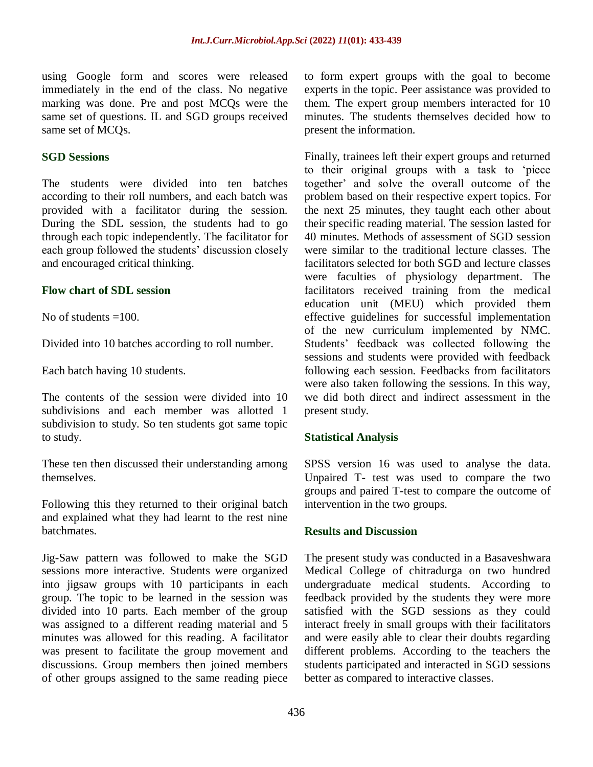using Google form and scores were released immediately in the end of the class. No negative marking was done. Pre and post MCQs were the same set of questions. IL and SGD groups received same set of MCQs.

### SGD Sessions

The students were divided into ten batches according to their roll numbers, and each batch was provided with a facilitator during the session. During the SDL session, the students had to go through each topic independently. The facilitator for each group followed the students' discussion closely and encouraged critical thinking.

### Flow chart of SDL session

No of students =100.

Divided into 10 batches according to roll number.

Each batch having 10 students.

The contents of the session were divided into 10 subdivisions and each member was allotted 1 subdivision to study. So ten students got same topic to study.

These ten then discussed their understanding among themselves.

Following this they returned to their original batch and explained what they had learnt to the rest nine batchmates.

Jig-Saw pattern was followed to make the SGD sessions more interactive. Students were organized into jigsaw groups with 10 participants in each group. The topic to be learned in the session was divided into 10 parts. Each member of the group was assigned to a different reading material and 5 minutes was allowed for this reading. A facilitator was present to facilitate the group movement and discussions. Group members then joined members of other groups assigned to the same reading piece to form expert groups with the goal to become experts in the topic. Peer assistance was provided to them. The expert group members interacted for 10 minutes. The students themselves decided how to present the information.

Finally, trainees left their expert groups and returned to their original groups with a task to 'piece together' and solve the overall outcome of the problem based on their respective expert topics. For the next 25 minutes, they taught each other about their specific reading material. The session lasted for 40 minutes. Methods of assessment of SGD session were similar to the traditional lecture classes. The facilitators selected for both SGD and lecture classes were faculties of physiology department. The facilitators received training from the medical education unit (MEU) which provided them effective guidelines for successful implementation of the new curriculum implemented by NMC. Students' feedback was collected following the sessions and students were provided with feedback following each session. Feedbacks from facilitators were also taken following the sessions. In this way, we did both direct and indirect assessment in the present study.

### Statistical Analysis

SPSS version 16 was used to analyse the data. Unpaired T- test was used to compare the two groups and paired T-test to compare the outcome of intervention in the two groups.

## Results and Discussion

The present study was conducted in a Basaveshwara Medical College of chitradurga on two hundred undergraduate medical students. According to feedback provided by the students they were more satisfied with the SGD sessions as they could interact freely in small groups with their facilitators and were easily able to clear their doubts regarding different problems. According to the teachers the students participated and interacted in SGD sessions better as compared to interactive classes.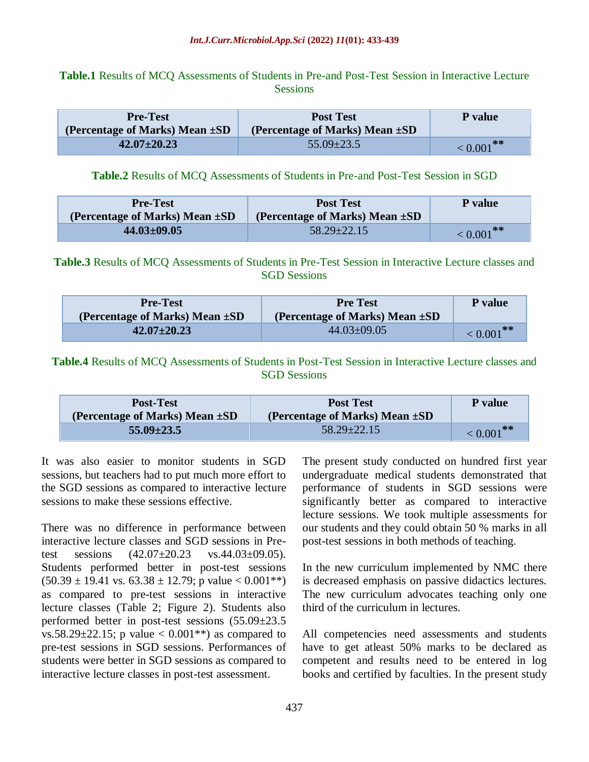**Table.1** Results of MCQ Assessments of Students in Pre-and Post-Test Session in Interactive Lecture Sessions

| Pre-Test (Percentage of Marks) Mean ±SD | Post Test (Percentage of Marks) Mean ±SD | P value |
|---|---|---|
| **42.07±20.23** | 55.09±23.5 | < 0.001** |

**Table.2** Results of MCQ Assessments of Students in Pre-and Post-Test Session in SGD

| Pre-Test (Percentage of Marks) Mean ±SD | Post Test (Percentage of Marks) Mean ±SD | P value |
|---|---|---|
| **44.03±09.05** | 58.29±22.15 | < 0.001** |

**Table.3** Results of MCQ Assessments of Students in Pre-Test Session in Interactive Lecture classes and SGD Sessions

| Pre-Test (Percentage of Marks) Mean ±SD | Pre Test (Percentage of Marks) Mean ±SD | P value |
|---|---|---|
| **42.07±20.23** | 44.03±09.05 | < 0.001** |

**Table.4** Results of MCQ Assessments of Students in Post-Test Session in Interactive Lecture classes and SGD Sessions

| Post-Test (Percentage of Marks) Mean ±SD | Post Test (Percentage of Marks) Mean ±SD | P value |
|---|---|---|
| **55.09±23.5** | 58.29±22.15 | < 0.001** |

It was also easier to monitor students in SGD sessions, but teachers had to put much more effort to the SGD sessions as compared to interactive lecture sessions to make these sessions effective.

There was no difference in performance between interactive lecture classes and SGD sessions in Pre-test sessions (42.07±20.23 vs.44.03±09.05). Students performed better in post-test sessions (50.39 ± 19.41 vs. 63.38 ± 12.79; p value < 0.001**) as compared to pre-test sessions in interactive lecture classes (Table 2; Figure 2). Students also performed better in post-test sessions (55.09±23.5 vs.58.29±22.15; p value < 0.001**) as compared to pre-test sessions in SGD sessions. Performances of students were better in SGD sessions as compared to interactive lecture classes in post-test assessment.

The present study conducted on hundred first year undergraduate medical students demonstrated that performance of students in SGD sessions were significantly better as compared to interactive lecture sessions. We took multiple assessments for our students and they could obtain 50 % marks in all post-test sessions in both methods of teaching.

In the new curriculum implemented by NMC there is decreased emphasis on passive didactics lectures. The new curriculum advocates teaching only one third of the curriculum in lectures.

All competencies need assessments and students have to get atleast 50% marks to be declared as competent and results need to be entered in log books and certified by faculties. In the present study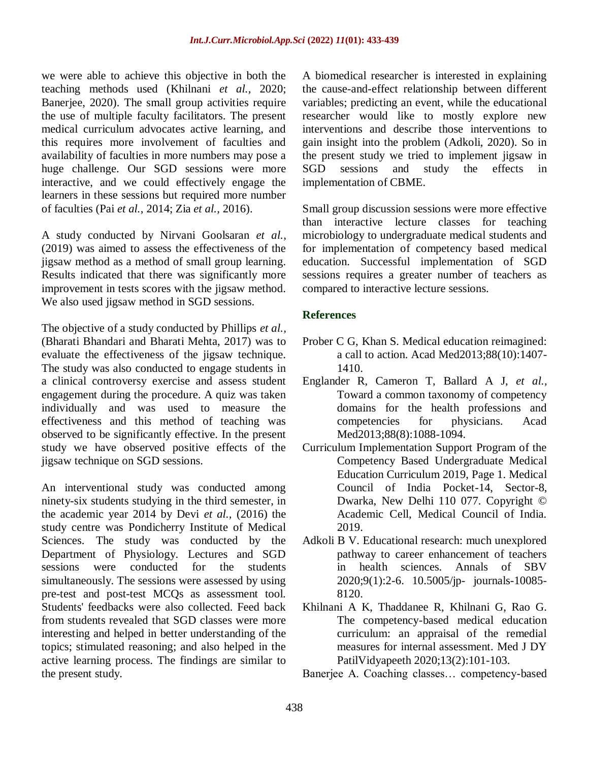we were able to achieve this objective in both the teaching methods used (Khilnani *et al.,* 2020; Banerjee, 2020). The small group activities require the use of multiple faculty facilitators. The present medical curriculum advocates active learning, and this requires more involvement of faculties and availability of faculties in more numbers may pose a huge challenge. Our SGD sessions were more interactive, and we could effectively engage the learners in these sessions but required more number of faculties (Pai *et al.,* 2014; Zia *et al.,* 2016).

A study conducted by Nirvani Goolsaran *et al.,* (2019) was aimed to assess the effectiveness of the jigsaw method as a method of small group learning. Results indicated that there was significantly more improvement in tests scores with the jigsaw method. We also used jigsaw method in SGD sessions.

The objective of a study conducted by Phillips *et al.,* (Bharati Bhandari and Bharati Mehta, 2017) was to evaluate the effectiveness of the jigsaw technique. The study was also conducted to engage students in a clinical controversy exercise and assess student engagement during the procedure. A quiz was taken individually and was used to measure the effectiveness and this method of teaching was observed to be significantly effective. In the present study we have observed positive effects of the jigsaw technique on SGD sessions.

An interventional study was conducted among ninety-six students studying in the third semester, in the academic year 2014 by Devi *et al.,* (2016) the study centre was Pondicherry Institute of Medical Sciences. The study was conducted by the Department of Physiology. Lectures and SGD sessions were conducted for the students simultaneously. The sessions were assessed by using pre-test and post-test MCQs as assessment tool. Students' feedbacks were also collected. Feed back from students revealed that SGD classes were more interesting and helped in better understanding of the topics; stimulated reasoning; and also helped in the active learning process. The findings are similar to the present study.

A biomedical researcher is interested in explaining the cause-and-effect relationship between different variables; predicting an event, while the educational researcher would like to mostly explore new interventions and describe those interventions to gain insight into the problem (Adkoli, 2020). So in the present study we tried to implement jigsaw in SGD sessions and study the effects in implementation of CBME.

Small group discussion sessions were more effective than interactive lecture classes for teaching microbiology to undergraduate medical students and for implementation of competency based medical education. Successful implementation of SGD sessions requires a greater number of teachers as compared to interactive lecture sessions.

## References

Prober C G, Khan S. Medical education reimagined: a call to action. Acad Med2013;88(10):1407-1410.

Englander R, Cameron T, Ballard A J, *et al.,* Toward a common taxonomy of competency domains for the health professions and competencies for physicians. Acad Med2013;88(8):1088-1094.

Curriculum Implementation Support Program of the Competency Based Undergraduate Medical Education Curriculum 2019, Page 1. Medical Council of India Pocket-14, Sector-8, Dwarka, New Delhi 110 077. Copyright © Academic Cell, Medical Council of India. 2019.

Adkoli B V. Educational research: much unexplored pathway to career enhancement of teachers in health sciences. Annals of SBV 2020;9(1):2-6. 10.5005/jp- journals-10085-8120.

Khilnani A K, Thaddanee R, Khilnani G, Rao G. The competency-based medical education curriculum: an appraisal of the remedial measures for internal assessment. Med J DY PatilVidyapeeth 2020;13(2):101-103.

Banerjee A. Coaching classes… competency-based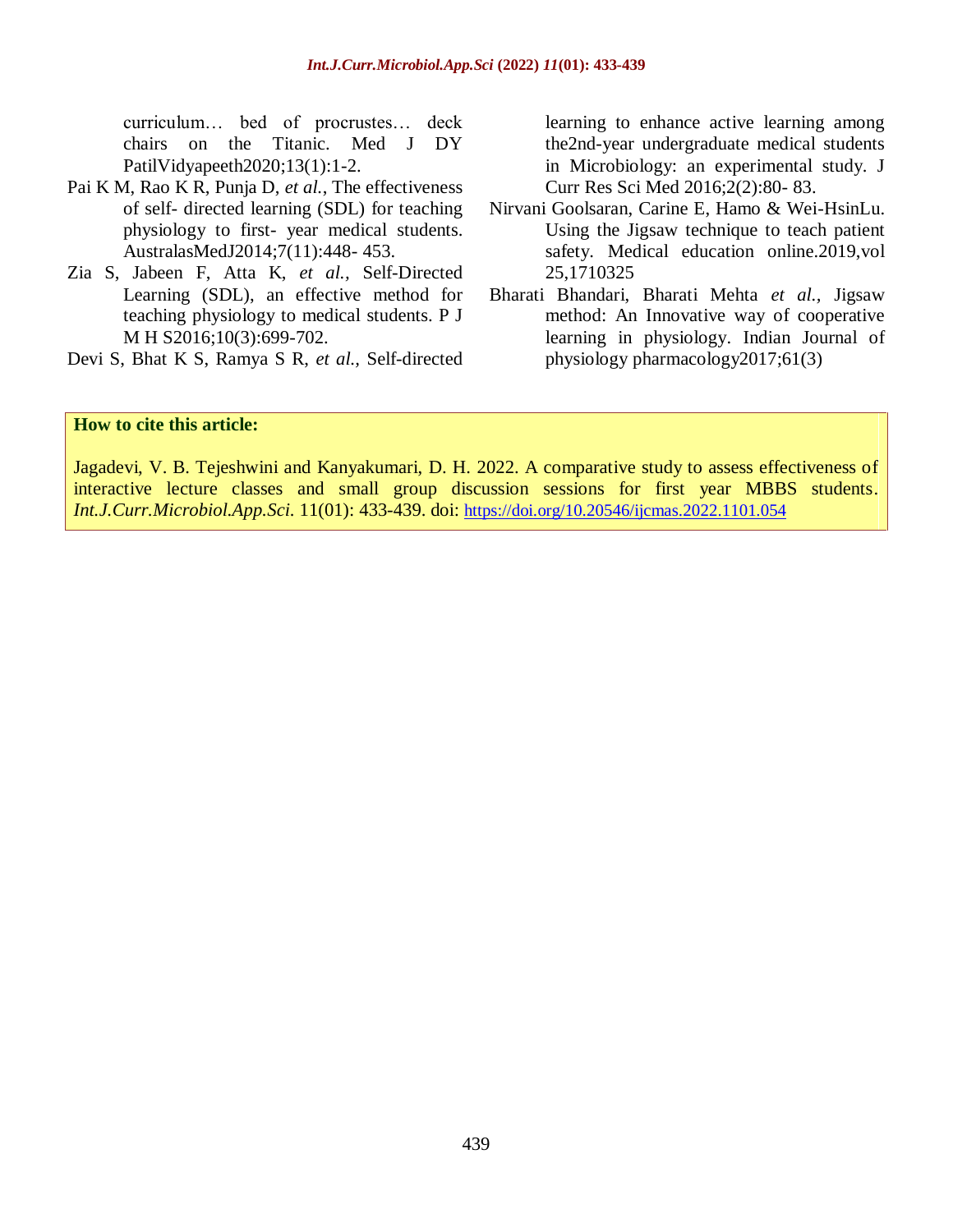curriculum… bed of procrustes… deck chairs on the Titanic. Med J DY PatilVidyapeeth2020;13(1):1-2.

Pai K M, Rao K R, Punja D, *et al.*, The effectiveness of self- directed learning (SDL) for teaching physiology to first- year medical students. AustralasMedJ2014;7(11):448- 453.

Zia S, Jabeen F, Atta K, *et al.,* Self-Directed Learning (SDL), an effective method for teaching physiology to medical students. P J M H S2016;10(3):699-702.

Devi S, Bhat K S, Ramya S R, *et al.,* Self-directed learning to enhance active learning among the2nd-year undergraduate medical students in Microbiology: an experimental study. J Curr Res Sci Med 2016;2(2):80- 83.

Nirvani Goolsaran, Carine E, Hamo & Wei-HsinLu. Using the Jigsaw technique to teach patient safety. Medical education online.2019,vol 25,1710325

Bharati Bhandari, Bharati Mehta *et al.,* Jigsaw method: An Innovative way of cooperative learning in physiology. Indian Journal of physiology pharmacology2017;61(3)

**How to cite this article:**

Jagadevi, V. B. Tejeshwini and Kanyakumari, D. H. 2022. A comparative study to assess effectiveness of interactive lecture classes and small group discussion sessions for first year MBBS students. *Int.J.Curr.Microbiol.App.Sci.* 11(01): 433-439. doi: https://doi.org/10.20546/ijcmas.2022.1101.054